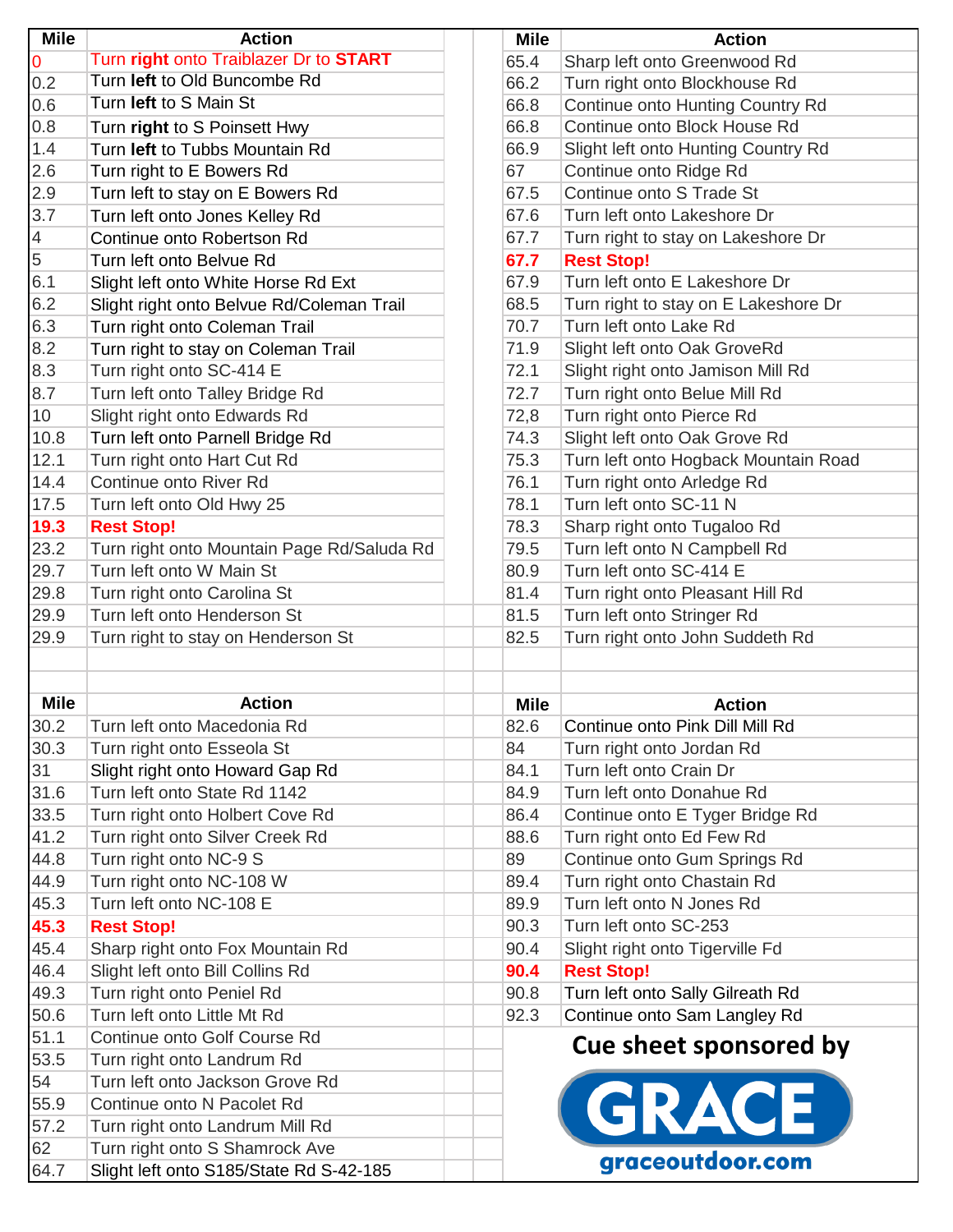| Mile | Action |
|---|---|
| 0 | Turn **right** onto Traiblazer Dr to **START** |
| 0.2 | Turn **left** to Old Buncombe Rd |
| 0.6 | Turn **left** to S Main St |
| 0.8 | Turn **right** to S Poinsett Hwy |
| 1.4 | Turn **left** to Tubbs Mountain Rd |
| 2.6 | Turn right to E Bowers Rd |
| 2.9 | Turn left to stay on E Bowers Rd |
| 3.7 | Turn left onto Jones Kelley Rd |
| 4 | Continue onto Robertson Rd |
| 5 | Turn left onto Belvue Rd |
| 6.1 | Slight left onto White Horse Rd Ext |
| 6.2 | Slight right onto Belvue Rd/Coleman Trail |
| 6.3 | Turn right onto Coleman Trail |
| 8.2 | Turn right to stay on Coleman Trail |
| 8.3 | Turn right onto SC-414 E |
| 8.7 | Turn left onto Talley Bridge Rd |
| 10 | Slight right onto Edwards Rd |
| 10.8 | Turn left onto Parnell Bridge Rd |
| 12.1 | Turn right onto Hart Cut Rd |
| 14.4 | Continue onto River Rd |
| 17.5 | Turn left onto Old Hwy 25 |
| **19.3** | **Rest Stop!** |
| 23.2 | Turn right onto Mountain Page Rd/Saluda Rd |
| 29.7 | Turn left onto W Main St |
| 29.8 | Turn right onto Carolina St |
| 29.9 | Turn left onto Henderson St |
| 29.9 | Turn right to stay on Henderson St |

| Mile | Action |
|---|---|
| 30.2 | Turn left onto Macedonia Rd |
| 30.3 | Turn right onto Esseola St |
| 31 | Slight right onto Howard Gap Rd |
| 31.6 | Turn left onto State Rd 1142 |
| 33.5 | Turn right onto Holbert Cove Rd |
| 41.2 | Turn right onto Silver Creek Rd |
| 44.8 | Turn right onto NC-9 S |
| 44.9 | Turn right onto NC-108 W |
| 45.3 | Turn left onto NC-108 E |
| **45.3** | **Rest Stop!** |
| 45.4 | Sharp right onto Fox Mountain Rd |
| 46.4 | Slight left onto Bill Collins Rd |
| 49.3 | Turn right onto Peniel Rd |
| 50.6 | Turn left onto Little Mt Rd |
| 51.1 | Continue onto Golf Course Rd |
| 53.5 | Turn right onto Landrum Rd |
| 54 | Turn left onto Jackson Grove Rd |
| 55.9 | Continue onto N Pacolet Rd |
| 57.2 | Turn right onto Landrum Mill Rd |
| 62 | Turn right onto S Shamrock Ave |
| 64.7 | Slight left onto S185/State Rd S-42-185 |

| Mile | Action |
|---|---|
| 65.4 | Sharp left onto Greenwood Rd |
| 66.2 | Turn right onto Blockhouse Rd |
| 66.8 | Continue onto Hunting Country Rd |
| 66.8 | Continue onto Block House Rd |
| 66.9 | Slight left onto Hunting Country Rd |
| 67 | Continue onto Ridge Rd |
| 67.5 | Continue onto S Trade St |
| 67.6 | Turn left onto Lakeshore Dr |
| 67.7 | Turn right to stay on Lakeshore Dr |
| **67.7** | **Rest Stop!** |
| 67.9 | Turn left onto E Lakeshore Dr |
| 68.5 | Turn right to stay on E Lakeshore Dr |
| 70.7 | Turn left onto Lake Rd |
| 71.9 | Slight left onto Oak GroveRd |
| 72.1 | Slight right onto Jamison Mill Rd |
| 72.7 | Turn right onto Belue Mill Rd |
| 72,8 | Turn right onto Pierce Rd |
| 74.3 | Slight left onto Oak Grove Rd |
| 75.3 | Turn left onto Hogback Mountain Road |
| 76.1 | Turn right onto Arledge Rd |
| 78.1 | Turn left onto SC-11 N |
| 78.3 | Sharp right onto Tugaloo Rd |
| 79.5 | Turn left onto N Campbell Rd |
| 80.9 | Turn left onto SC-414 E |
| 81.4 | Turn right onto Pleasant Hill Rd |
| 81.5 | Turn left onto Stringer Rd |
| 82.5 | Turn right onto John Suddeth Rd |

| Mile | Action |
|---|---|
| 82.6 | Continue onto Pink Dill Mill Rd |
| 84 | Turn right onto Jordan Rd |
| 84.1 | Turn left onto Crain Dr |
| 84.9 | Turn left onto Donahue Rd |
| 86.4 | Continue onto E Tyger Bridge Rd |
| 88.6 | Turn right onto Ed Few Rd |
| 89 | Continue onto Gum Springs Rd |
| 89.4 | Turn right onto Chastain Rd |
| 89.9 | Turn left onto N Jones Rd |
| 90.3 | Turn left onto SC-253 |
| 90.4 | Slight right onto Tigerville Fd |
| **90.4** | **Rest Stop!** |
| 90.8 | Turn left onto Sally Gilreath Rd |
| 92.3 | Continue onto Sam Langley Rd |

**Cue sheet sponsored by**

GRACE

graceoutdoor.com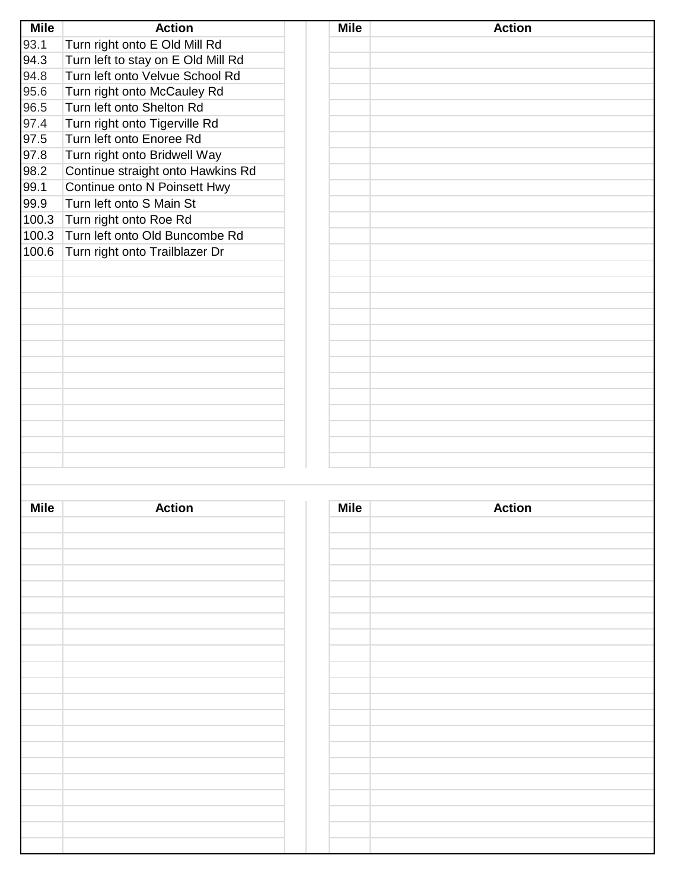| Mile | Action |
| --- | --- |
| 93.1 | Turn right onto E Old Mill Rd |
| 94.3 | Turn left to stay on E Old Mill Rd |
| 94.8 | Turn left onto Velvue School Rd |
| 95.6 | Turn right onto McCauley Rd |
| 96.5 | Turn left onto Shelton Rd |
| 97.4 | Turn right onto Tigerville Rd |
| 97.5 | Turn left onto Enoree Rd |
| 97.8 | Turn right onto Bridwell Way |
| 98.2 | Continue straight onto Hawkins Rd |
| 99.1 | Continue onto N Poinsett Hwy |
| 99.9 | Turn left onto S Main St |
| 100.3 | Turn right onto Roe Rd |
| 100.3 | Turn left onto Old Buncombe Rd |
| 100.6 | Turn right onto Trailblazer Dr |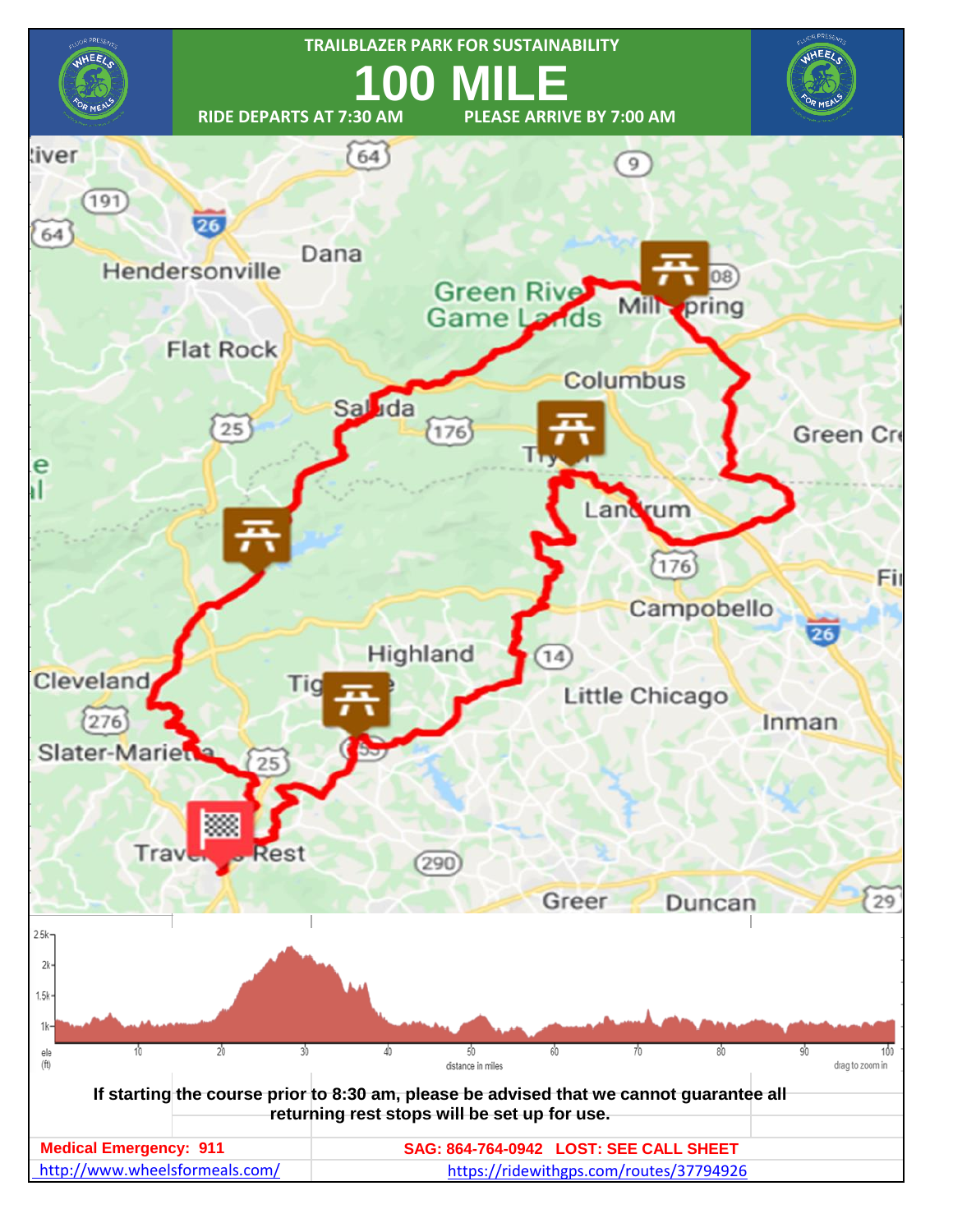TRAILBLAZER PARK FOR SUSTAINABILITY

# 100 MILE

RIDE DEPARTS AT 7:30 AM PLEASE ARRIVE BY 7:00 AM

If starting the course prior to 8:30 am, please be advised that we cannot guarantee all returning rest stops will be set up for use.

| | |
|---|---|
| Medical Emergency: 911 | SAG: 864-764-0942 LOST: SEE CALL SHEET |
| http://www.wheelsformeals.com/ | https://ridewithgps.com/routes/37794926 |